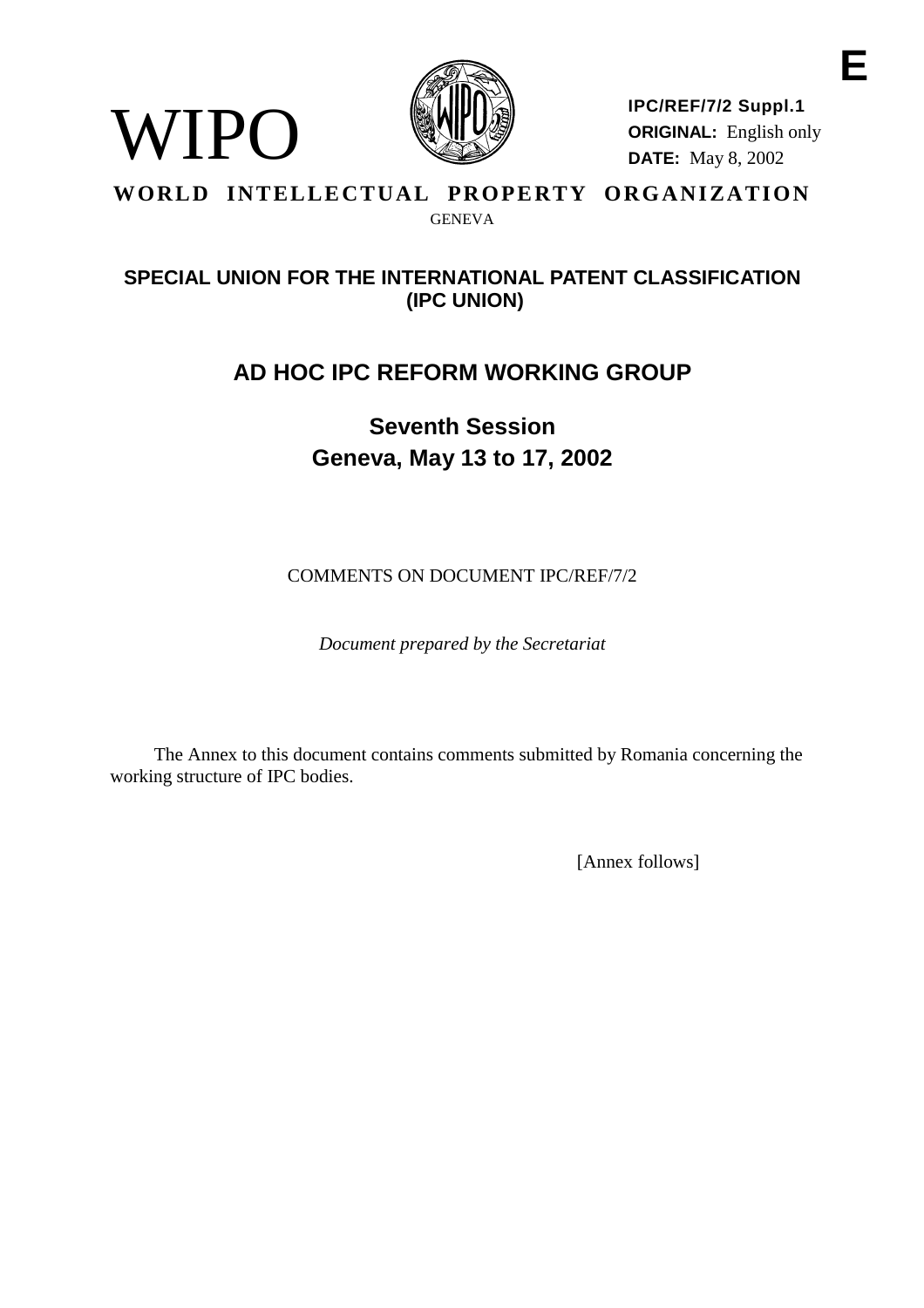E

WIPO

**IPC/REF/7/2 Suppl.1**
**ORIGINAL:** English only
**DATE:** May 8, 2002

**WORLD INTELLECTUAL PROPERTY ORGANIZATION**
GENEVA

## SPECIAL UNION FOR THE INTERNATIONAL PATENT CLASSIFICATION (IPC UNION)

# AD HOC IPC REFORM WORKING GROUP

## Seventh Session
## Geneva, May 13 to 17, 2002

COMMENTS ON DOCUMENT IPC/REF/7/2

*Document prepared by the Secretariat*

The Annex to this document contains comments submitted by Romania concerning the working structure of IPC bodies.

[Annex follows]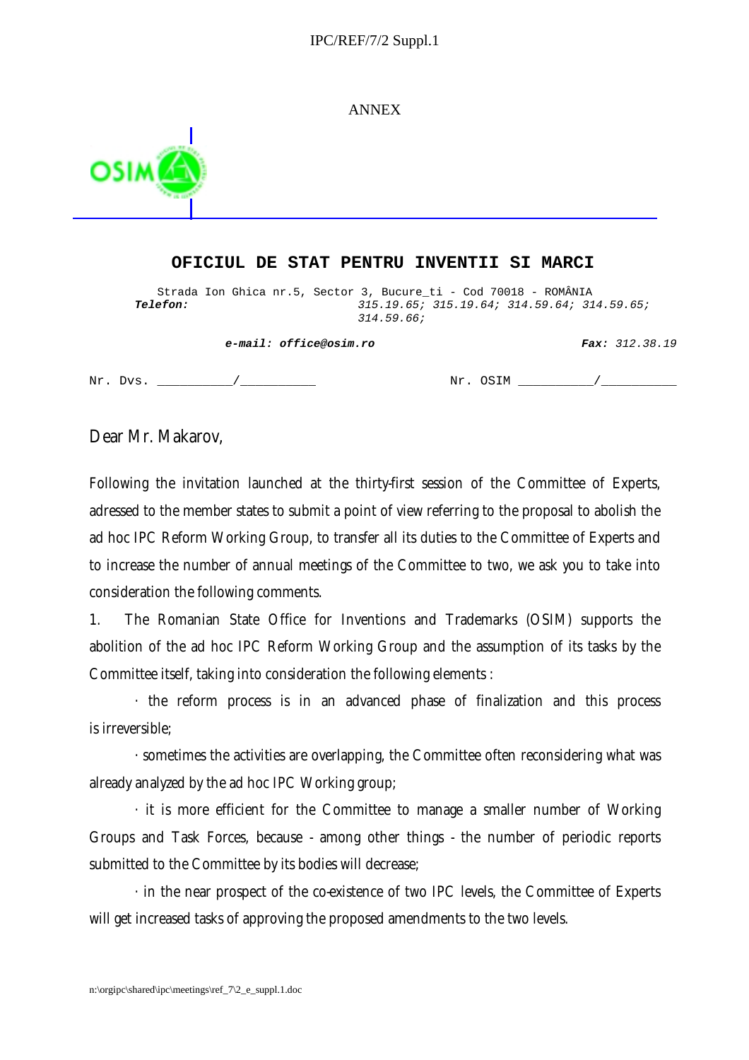ANNEX

**OFICIUL DE STAT PENTRU INVENTII SI MARCI**

Strada Ion Ghica nr.5, Sector 3, Bucure_ti - Cod 70018 - ROMÂNIA
***Telefon:*** *315.19.65; 315.19.64; 314.59.64; 314.59.65; 314.59.66;*

***e-mail: office@osim.ro*** ***Fax:*** *312.38.19*

Nr. Dvs. __________/__________ Nr. OSIM __________/__________

Dear Mr. Makarov,

Following the invitation launched at the thirty-first session of the Committee of Experts, adressed to the member states to submit a point of view referring to the proposal to abolish the ad hoc IPC Reform Working Group, to transfer all its duties to the Committee of Experts and to increase the number of annual meetings of the Committee to two, we ask you to take into consideration the following comments.

1. The Romanian State Office for Inventions and Trademarks (OSIM) supports the abolition of the ad hoc IPC Reform Working Group and the assumption of its tasks by the Committee itself, taking into consideration the following elements :

· the reform process is in an advanced phase of finalization and this process is irreversible;

· sometimes the activities are overlapping, the Committee often reconsidering what was already analyzed by the ad hoc IPC Working group;

· it is more efficient for the Committee to manage a smaller number of Working Groups and Task Forces, because - among other things - the number of periodic reports submitted to the Committee by its bodies will decrease;

· in the near prospect of the co-existence of two IPC levels, the Committee of Experts will get increased tasks of approving the proposed amendments to the two levels.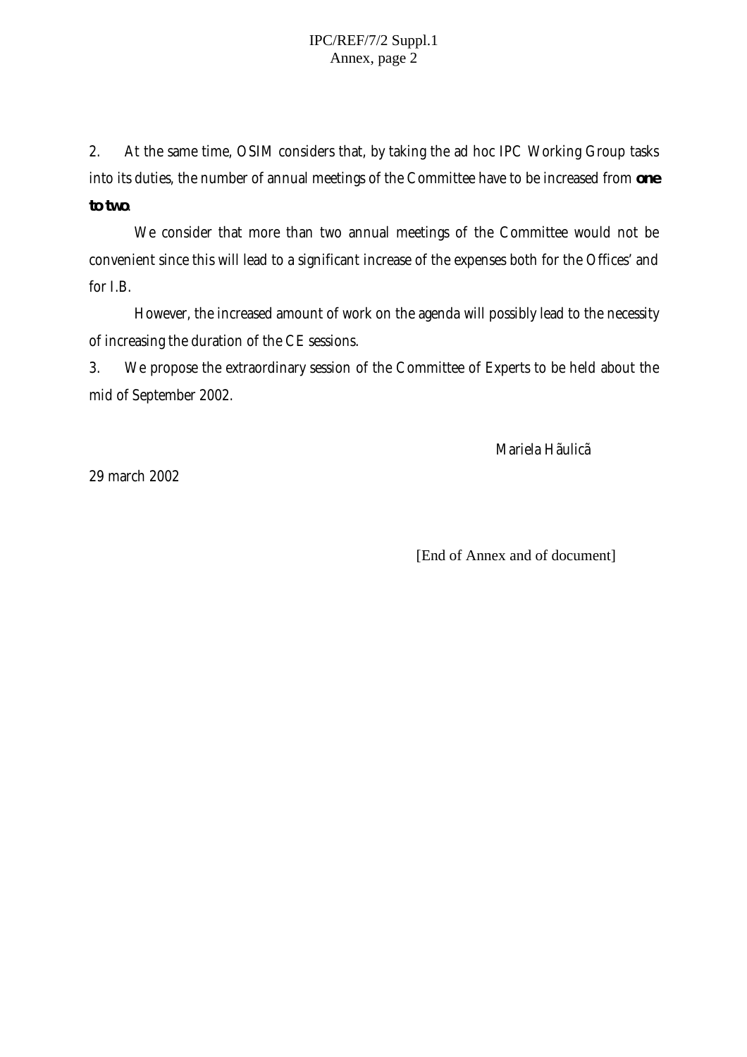2. At the same time, OSIM considers that, by taking the ad hoc IPC Working Group tasks into its duties, the number of annual meetings of the Committee have to be increased from **one to two**.

We consider that more than two annual meetings of the Committee would not be convenient since this will lead to a significant increase of the expenses both for the Offices' and for I.B.

However, the increased amount of work on the agenda will possibly lead to the necessity of increasing the duration of the CE sessions.

3. We propose the extraordinary session of the Committee of Experts to be held about the mid of September 2002.

Mariela Hãulicã

29 march 2002

[End of Annex and of document]